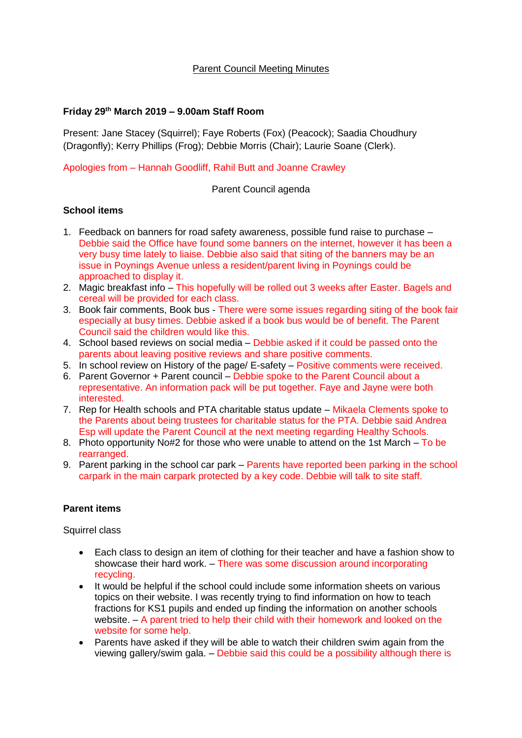# Parent Council Meeting Minutes

**Friday 29th March 2019 – 9.00am Staff Room**

Present: Jane Stacey (Squirrel); Faye Roberts (Fox) (Peacock); Saadia Choudhury (Dragonfly); Kerry Phillips (Frog); Debbie Morris (Chair); Laurie Soane (Clerk).

Apologies from – Hannah Goodliff, Rahil Butt and Joanne Crawley

Parent Council agenda

**School items**

1. Feedback on banners for road safety awareness, possible fund raise to purchase – Debbie said the Office have found some banners on the internet, however it has been a very busy time lately to liaise. Debbie also said that siting of the banners may be an issue in Poynings Avenue unless a resident/parent living in Poynings could be approached to display it.
2. Magic breakfast info – This hopefully will be rolled out 3 weeks after Easter. Bagels and cereal will be provided for each class.
3. Book fair comments, Book bus - There were some issues regarding siting of the book fair especially at busy times. Debbie asked if a book bus would be of benefit. The Parent Council said the children would like this.
4. School based reviews on social media – Debbie asked if it could be passed onto the parents about leaving positive reviews and share positive comments.
5. In school review on History of the page/ E-safety – Positive comments were received.
6. Parent Governor + Parent council – Debbie spoke to the Parent Council about a representative. An information pack will be put together. Faye and Jayne were both interested.
7. Rep for Health schools and PTA charitable status update – Mikaela Clements spoke to the Parents about being trustees for charitable status for the PTA. Debbie said Andrea Esp will update the Parent Council at the next meeting regarding Healthy Schools.
8. Photo opportunity No#2 for those who were unable to attend on the 1st March – To be rearranged.
9. Parent parking in the school car park – Parents have reported been parking in the school carpark in the main carpark protected by a key code. Debbie will talk to site staff.

**Parent items**

Squirrel class

- Each class to design an item of clothing for their teacher and have a fashion show to showcase their hard work. – There was some discussion around incorporating recycling.
- It would be helpful if the school could include some information sheets on various topics on their website. I was recently trying to find information on how to teach fractions for KS1 pupils and ended up finding the information on another schools website. – A parent tried to help their child with their homework and looked on the website for some help.
- Parents have asked if they will be able to watch their children swim again from the viewing gallery/swim gala. – Debbie said this could be a possibility although there is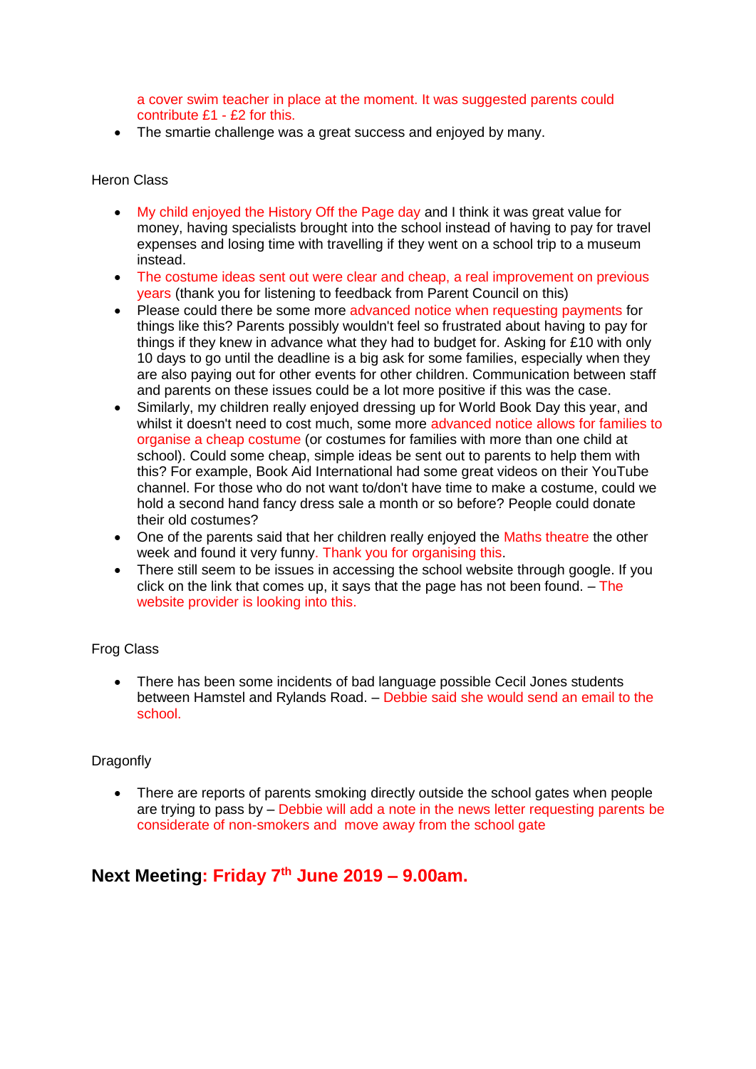a cover swim teacher in place at the moment. It was suggested parents could contribute £1 - £2 for this.

- The smartie challenge was a great success and enjoyed by many.

Heron Class

- My child enjoyed the History Off the Page day and I think it was great value for money, having specialists brought into the school instead of having to pay for travel expenses and losing time with travelling if they went on a school trip to a museum instead.
- The costume ideas sent out were clear and cheap, a real improvement on previous years (thank you for listening to feedback from Parent Council on this)
- Please could there be some more advanced notice when requesting payments for things like this? Parents possibly wouldn't feel so frustrated about having to pay for things if they knew in advance what they had to budget for. Asking for £10 with only 10 days to go until the deadline is a big ask for some families, especially when they are also paying out for other events for other children. Communication between staff and parents on these issues could be a lot more positive if this was the case.
- Similarly, my children really enjoyed dressing up for World Book Day this year, and whilst it doesn't need to cost much, some more advanced notice allows for families to organise a cheap costume (or costumes for families with more than one child at school). Could some cheap, simple ideas be sent out to parents to help them with this? For example, Book Aid International had some great videos on their YouTube channel. For those who do not want to/don't have time to make a costume, could we hold a second hand fancy dress sale a month or so before? People could donate their old costumes?
- One of the parents said that her children really enjoyed the Maths theatre the other week and found it very funny. Thank you for organising this.
- There still seem to be issues in accessing the school website through google. If you click on the link that comes up, it says that the page has not been found. – The website provider is looking into this.

Frog Class

- There has been some incidents of bad language possible Cecil Jones students between Hamstel and Rylands Road. – Debbie said she would send an email to the school.

Dragonfly

- There are reports of parents smoking directly outside the school gates when people are trying to pass by – Debbie will add a note in the news letter requesting parents be considerate of non-smokers and move away from the school gate

## **Next Meeting: Friday 7th June 2019 – 9.00am.**